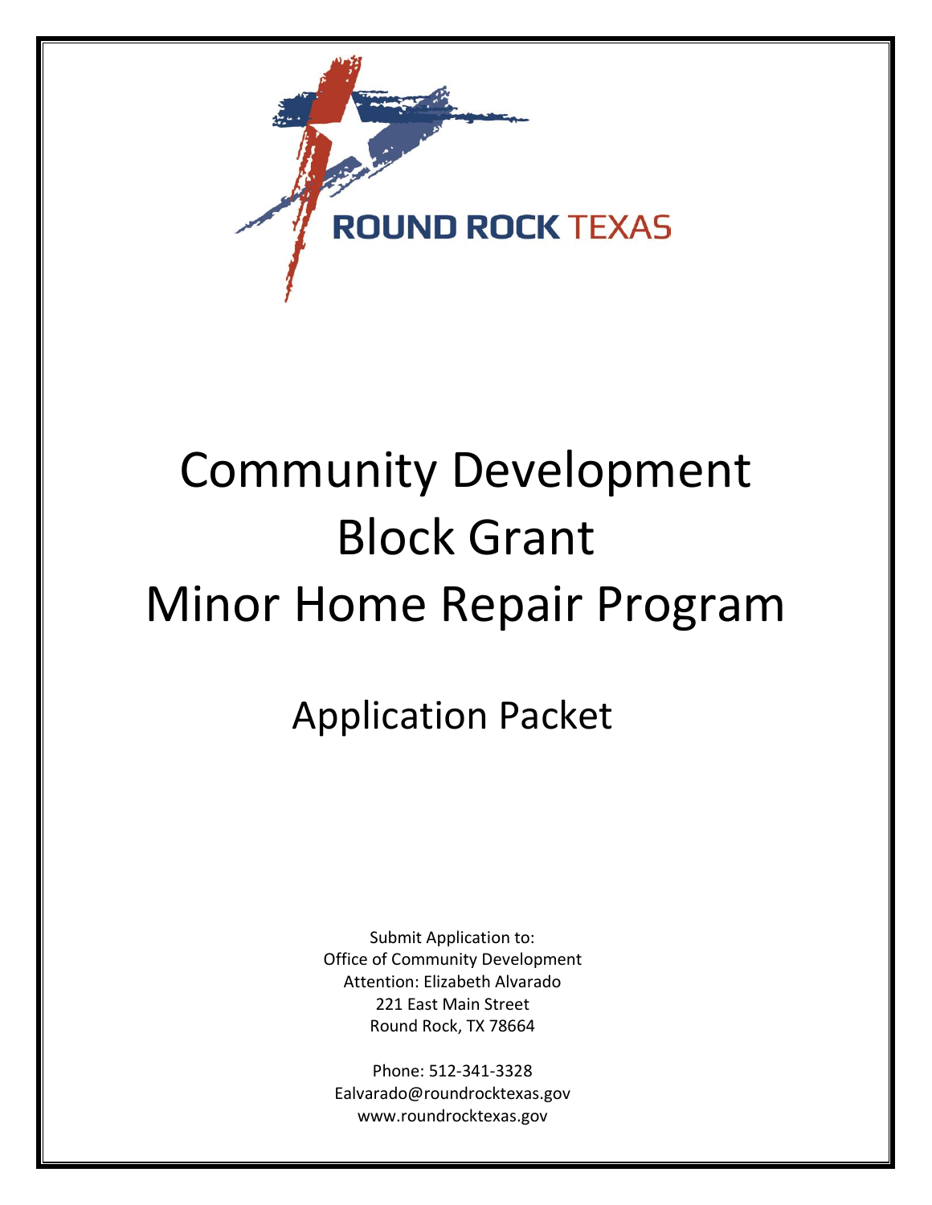ROUND ROCK TEXAS

# Community Development Block Grant Minor Home Repair Program

## Application Packet

Submit Application to:
Office of Community Development
Attention: Elizabeth Alvarado
221 East Main Street
Round Rock, TX 78664

Phone: 512-341-3328
Ealvarado@roundrocktexas.gov
www.roundrocktexas.gov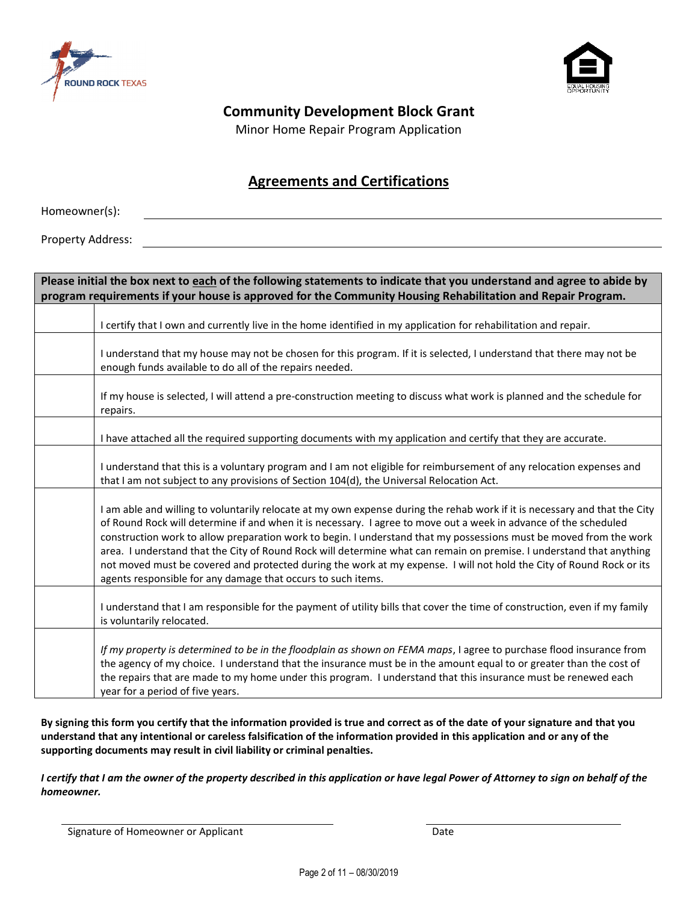**Community Development Block Grant**

Minor Home Repair Program Application

## Agreements and Certifications

Homeowner(s): ______________________________

Property Address: ______________________________

| Please initial the box next to each of the following statements to indicate that you understand and agree to abide by program requirements if your house is approved for the Community Housing Rehabilitation and Repair Program. | |
|---|---|
| | I certify that I own and currently live in the home identified in my application for rehabilitation and repair. |
| | I understand that my house may not be chosen for this program. If it is selected, I understand that there may not be enough funds available to do all of the repairs needed. |
| | If my house is selected, I will attend a pre-construction meeting to discuss what work is planned and the schedule for repairs. |
| | I have attached all the required supporting documents with my application and certify that they are accurate. |
| | I understand that this is a voluntary program and I am not eligible for reimbursement of any relocation expenses and that I am not subject to any provisions of Section 104(d), the Universal Relocation Act. |
| | I am able and willing to voluntarily relocate at my own expense during the rehab work if it is necessary and that the City of Round Rock will determine if and when it is necessary. I agree to move out a week in advance of the scheduled construction work to allow preparation work to begin. I understand that my possessions must be moved from the work area. I understand that the City of Round Rock will determine what can remain on premise. I understand that anything not moved must be covered and protected during the work at my expense. I will not hold the City of Round Rock or its agents responsible for any damage that occurs to such items. |
| | I understand that I am responsible for the payment of utility bills that cover the time of construction, even if my family is voluntarily relocated. |
| | *If my property is determined to be in the floodplain as shown on FEMA maps*, I agree to purchase flood insurance from the agency of my choice. I understand that the insurance must be in the amount equal to or greater than the cost of the repairs that are made to my home under this program. I understand that this insurance must be renewed each year for a period of five years. |

**By signing this form you certify that the information provided is true and correct as of the date of your signature and that you understand that any intentional or careless falsification of the information provided in this application and or any of the supporting documents may result in civil liability or criminal penalties.**

***I certify that I am the owner of the property described in this application or have legal Power of Attorney to sign on behalf of the homeowner.***

______________________________ ______________________________

Signature of Homeowner or Applicant Date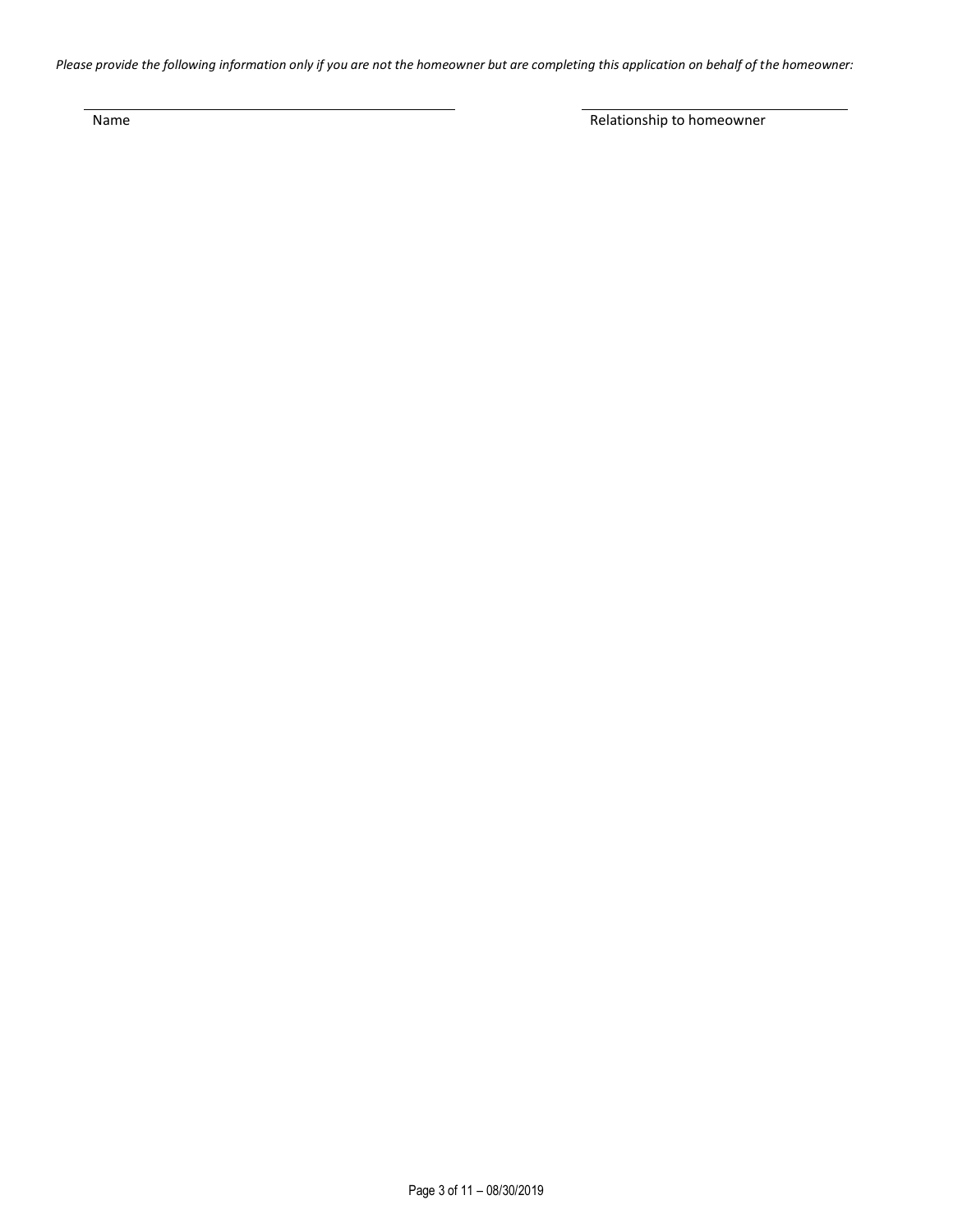*Please provide the following information only if you are not the homeowner but are completing this application on behalf of the homeowner:*

| _______________________________ | _______________________________ |
| --- | --- |
| Name | Relationship to homeowner |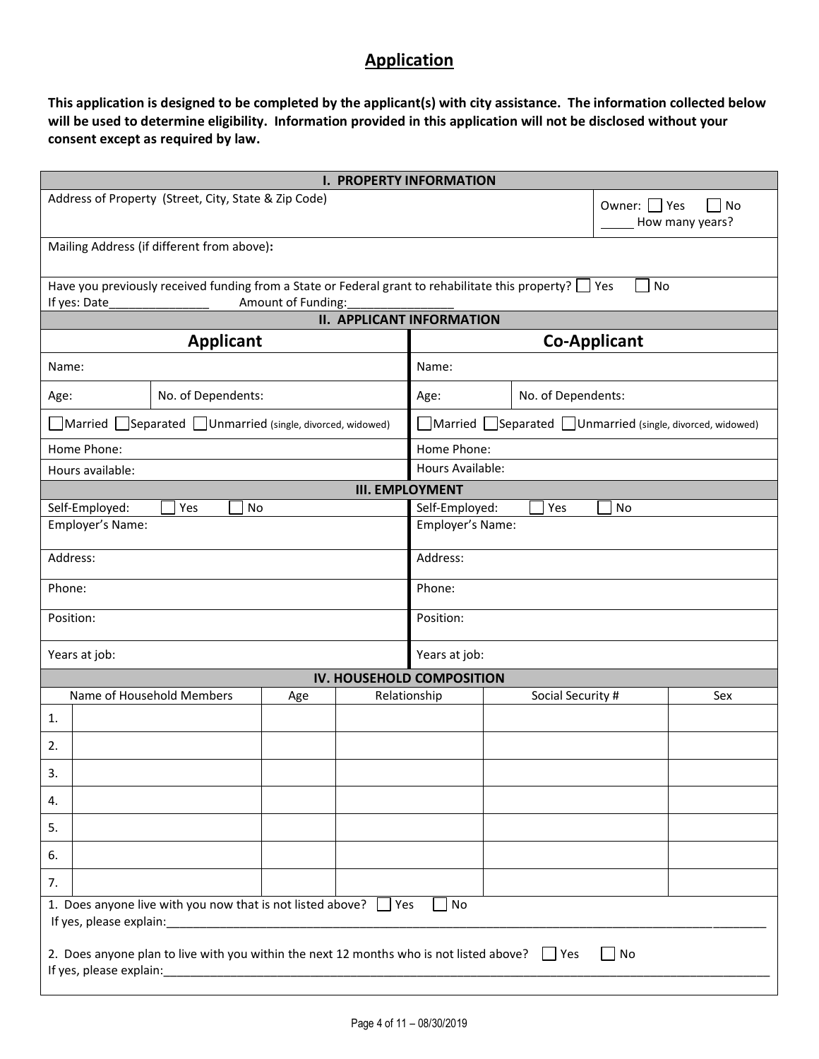## Application

**This application is designed to be completed by the applicant(s) with city assistance. The information collected below will be used to determine eligibility. Information provided in this application will not be disclosed without your consent except as required by law.**

| I. PROPERTY INFORMATION | |
|---|---|
| Address of Property (Street, City, State & Zip Code) | Owner: ☐ Yes ☐ No<br>_____ How many years? |
| Mailing Address (if different from above): | |
| Have you previously received funding from a State or Federal grant to rehabilitate this property? ☐ Yes ☐ No<br>If yes: Date_______________ Amount of Funding:________________ | |

| II. APPLICANT INFORMATION | | | |
|---|---|---|---|
| **Applicant** | | **Co-Applicant** | |
| Name: | | Name: | |
| Age: | No. of Dependents: | Age: | No. of Dependents: |
| ☐Married ☐Separated ☐Unmarried (single, divorced, widowed) | | ☐Married ☐Separated ☐Unmarried (single, divorced, widowed) | |
| Home Phone: | | Home Phone: | |
| Hours available: | | Hours Available: | |

| III. EMPLOYMENT | |
|---|---|
| Self-Employed: ☐ Yes ☐ No | Self-Employed: ☐ Yes ☐ No |
| Employer's Name: | Employer's Name: |
| Address: | Address: |
| Phone: | Phone: |
| Position: | Position: |
| Years at job: | Years at job: |

**IV. HOUSEHOLD COMPOSITION**

| | Name of Household Members | Age | Relationship | Social Security # | Sex |
|---|---|---|---|---|---|
| 1. | | | | | |
| 2. | | | | | |
| 3. | | | | | |
| 4. | | | | | |
| 5. | | | | | |
| 6. | | | | | |
| 7. | | | | | |

1. Does anyone live with you now that is not listed above? ☐ Yes ☐ No
   If yes, please explain:_______________________________________________________________

2. Does anyone plan to live with you within the next 12 months who is not listed above? ☐ Yes ☐ No
   If yes, please explain:_______________________________________________________________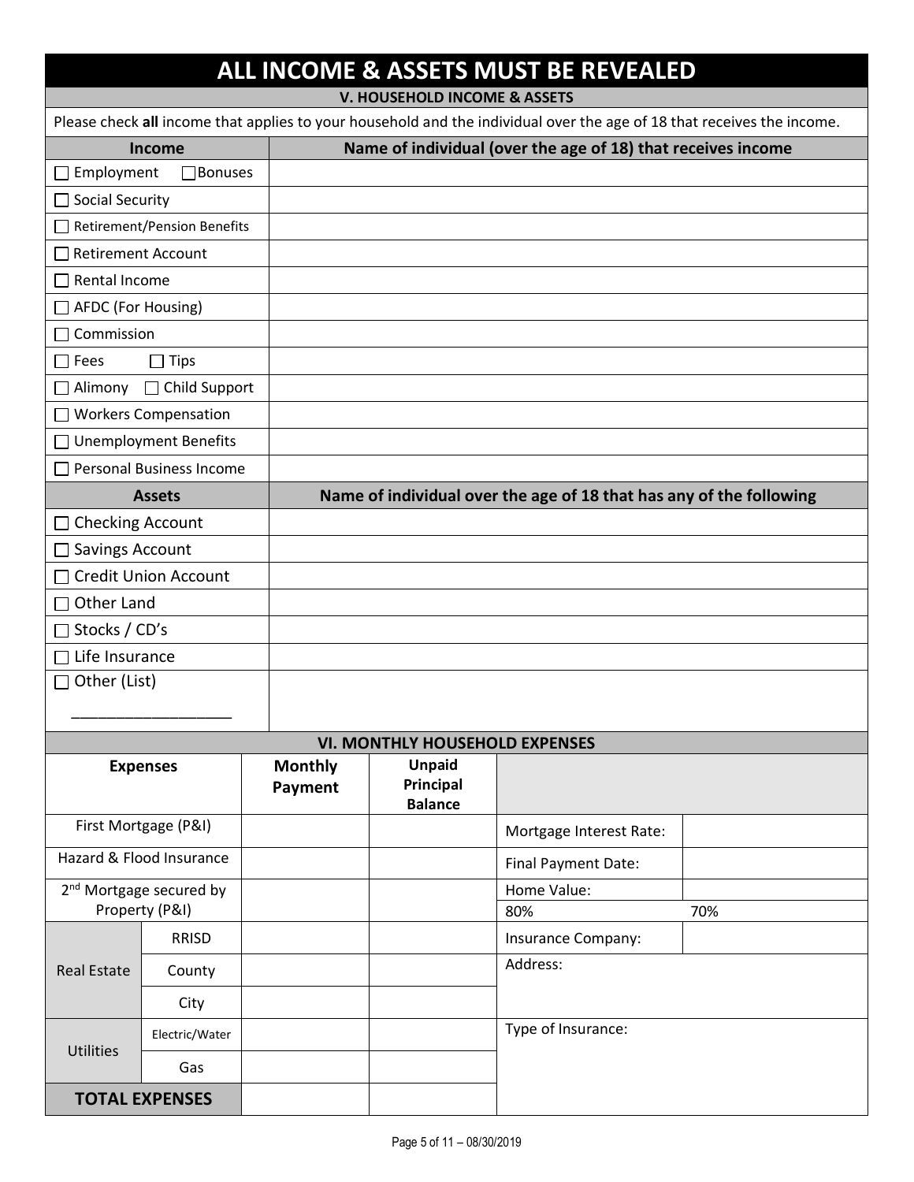# ALL INCOME & ASSETS MUST BE REVEALED

## V. HOUSEHOLD INCOME & ASSETS

Please check **all** income that applies to your household and the individual over the age of 18 that receives the income.

| Income | Name of individual (over the age of 18) that receives income |
|---|---|
| ☐ Employment ☐ Bonuses | |
| ☐ Social Security | |
| ☐ Retirement/Pension Benefits | |
| ☐ Retirement Account | |
| ☐ Rental Income | |
| ☐ AFDC (For Housing) | |
| ☐ Commission | |
| ☐ Fees ☐ Tips | |
| ☐ Alimony ☐ Child Support | |
| ☐ Workers Compensation | |
| ☐ Unemployment Benefits | |
| ☐ Personal Business Income | |
| **Assets** | **Name of individual over the age of 18 that has any of the following** |
| ☐ Checking Account | |
| ☐ Savings Account | |
| ☐ Credit Union Account | |
| ☐ Other Land | |
| ☐ Stocks / CD's | |
| ☐ Life Insurance | |
| ☐ Other (List) ___________________ | |

## VI. MONTHLY HOUSEHOLD EXPENSES

| Expenses | | Monthly Payment | Unpaid Principal Balance | | |
|---|---|---|---|---|---|
| First Mortgage (P&I) | | | | Mortgage Interest Rate: | |
| Hazard & Flood Insurance | | | | Final Payment Date: | |
| 2nd Mortgage secured by Property (P&I) | | | | Home Value: | |
| | | | | 80% | 70% |
| Real Estate | RRISD | | | Insurance Company: | |
| | County | | | Address: | |
| | City | | | | |
| Utilities | Electric/Water | | | Type of Insurance: | |
| | Gas | | | | |
| **TOTAL EXPENSES** | | | | | |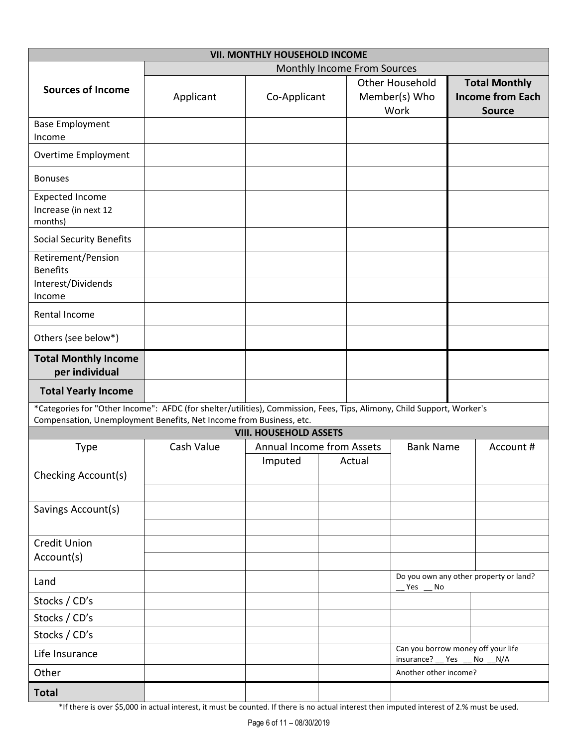## VII. MONTHLY HOUSEHOLD INCOME

| Sources of Income | Monthly Income From Sources | | | |
|---|---|---|---|---|
| | Applicant | Co-Applicant | Other Household Member(s) Who Work | **Total Monthly Income from Each Source** |
| Base Employment Income | | | | |
| Overtime Employment | | | | |
| Bonuses | | | | |
| Expected Income Increase (in next 12 months) | | | | |
| Social Security Benefits | | | | |
| Retirement/Pension Benefits | | | | |
| Interest/Dividends Income | | | | |
| Rental Income | | | | |
| Others (see below*) | | | | |
| **Total Monthly Income per individual** | | | | |
| **Total Yearly Income** | | | | |

*Categories for "Other Income": AFDC (for shelter/utilities), Commission, Fees, Tips, Alimony, Child Support, Worker's Compensation, Unemployment Benefits, Net Income from Business, etc.

## VIII. HOUSEHOLD ASSETS

| Type | Cash Value | Annual Income from Assets | | Bank Name | Account # |
|---|---|---|---|---|---|
| | | Imputed | Actual | | |
| Checking Account(s) | | | | | |
| | | | | | |
| Savings Account(s) | | | | | |
| | | | | | |
| Credit Union Account(s) | | | | | |
| | | | | | |
| Land | | | | Do you own any other property or land? __ Yes __ No | |
| Stocks / CD's | | | | | |
| Stocks / CD's | | | | | |
| Stocks / CD's | | | | | |
| Life Insurance | | | | Can you borrow money off your life insurance? __ Yes __ No __N/A | |
| Other | | | | Another other income? | |
| **Total** | | | | | |

*If there is over $5,000 in actual interest, it must be counted. If there is no actual interest then imputed interest of 2.% must be used.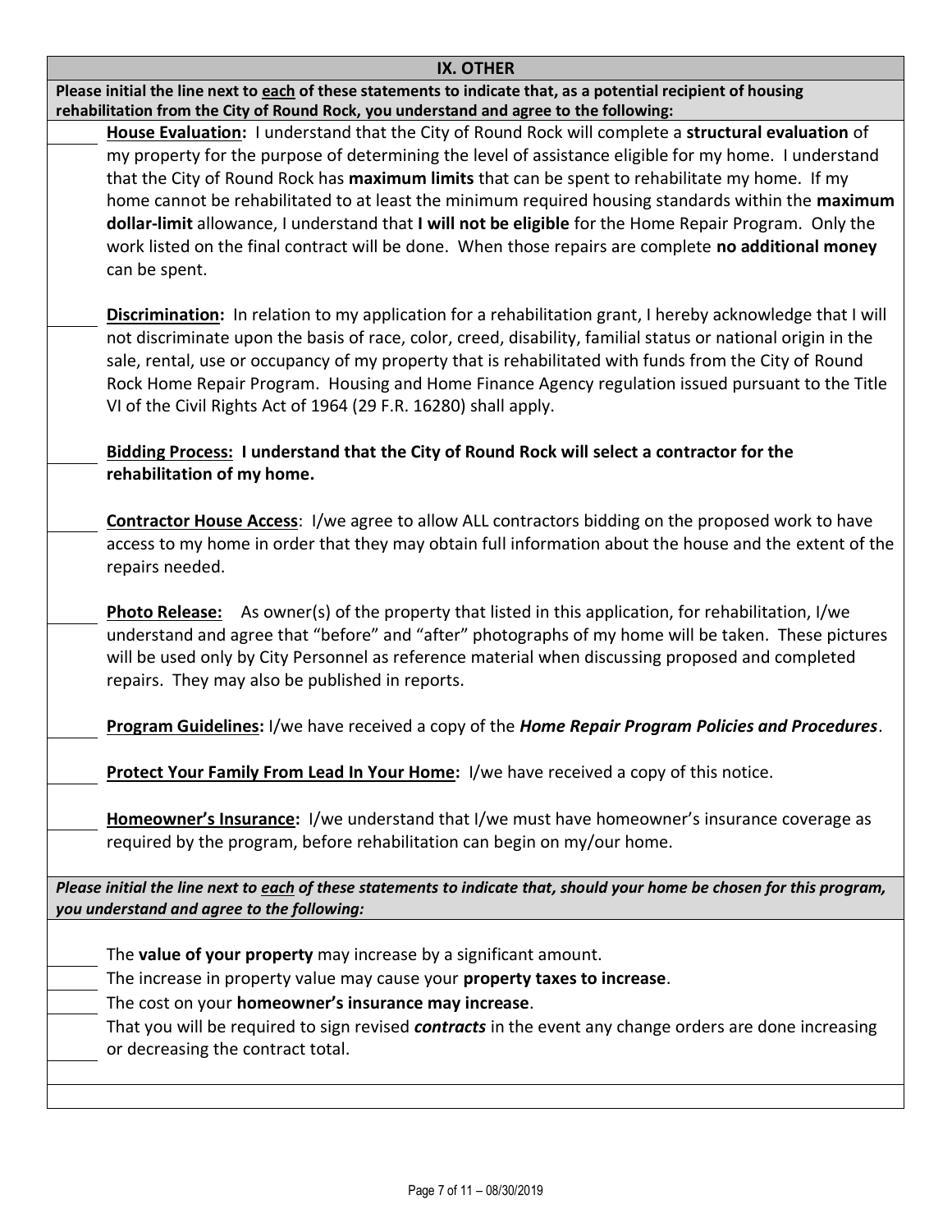## IX. OTHER

**Please initial the line next to each of these statements to indicate that, as a potential recipient of housing rehabilitation from the City of Round Rock, you understand and agree to the following:**

_____ **House Evaluation:** I understand that the City of Round Rock will complete a **structural evaluation** of my property for the purpose of determining the level of assistance eligible for my home. I understand that the City of Round Rock has **maximum limits** that can be spent to rehabilitate my home. If my home cannot be rehabilitated to at least the minimum required housing standards within the **maximum dollar-limit** allowance, I understand that **I will not be eligible** for the Home Repair Program. Only the work listed on the final contract will be done. When those repairs are complete **no additional money** can be spent.

_____ **Discrimination:** In relation to my application for a rehabilitation grant, I hereby acknowledge that I will not discriminate upon the basis of race, color, creed, disability, familial status or national origin in the sale, rental, use or occupancy of my property that is rehabilitated with funds from the City of Round Rock Home Repair Program. Housing and Home Finance Agency regulation issued pursuant to the Title VI of the Civil Rights Act of 1964 (29 F.R. 16280) shall apply.

_____ **Bidding Process: I understand that the City of Round Rock will select a contractor for the rehabilitation of my home.**

_____ **Contractor House Access**: I/we agree to allow ALL contractors bidding on the proposed work to have access to my home in order that they may obtain full information about the house and the extent of the repairs needed.

_____ **Photo Release:** As owner(s) of the property that listed in this application, for rehabilitation, I/we understand and agree that "before" and "after" photographs of my home will be taken. These pictures will be used only by City Personnel as reference material when discussing proposed and completed repairs. They may also be published in reports.

_____ **Program Guidelines:** I/we have received a copy of the ***Home Repair Program Policies and Procedures***.

_____ **Protect Your Family From Lead In Your Home:** I/we have received a copy of this notice.

_____ **Homeowner's Insurance:** I/we understand that I/we must have homeowner's insurance coverage as required by the program, before rehabilitation can begin on my/our home.

***Please initial the line next to each of these statements to indicate that, should your home be chosen for this program, you understand and agree to the following:***

_____ The **value of your property** may increase by a significant amount.

_____ The increase in property value may cause your **property taxes to increase**.

_____ The cost on your **homeowner's insurance may increase**.

_____ That you will be required to sign revised ***contracts*** in the event any change orders are done increasing or decreasing the contract total.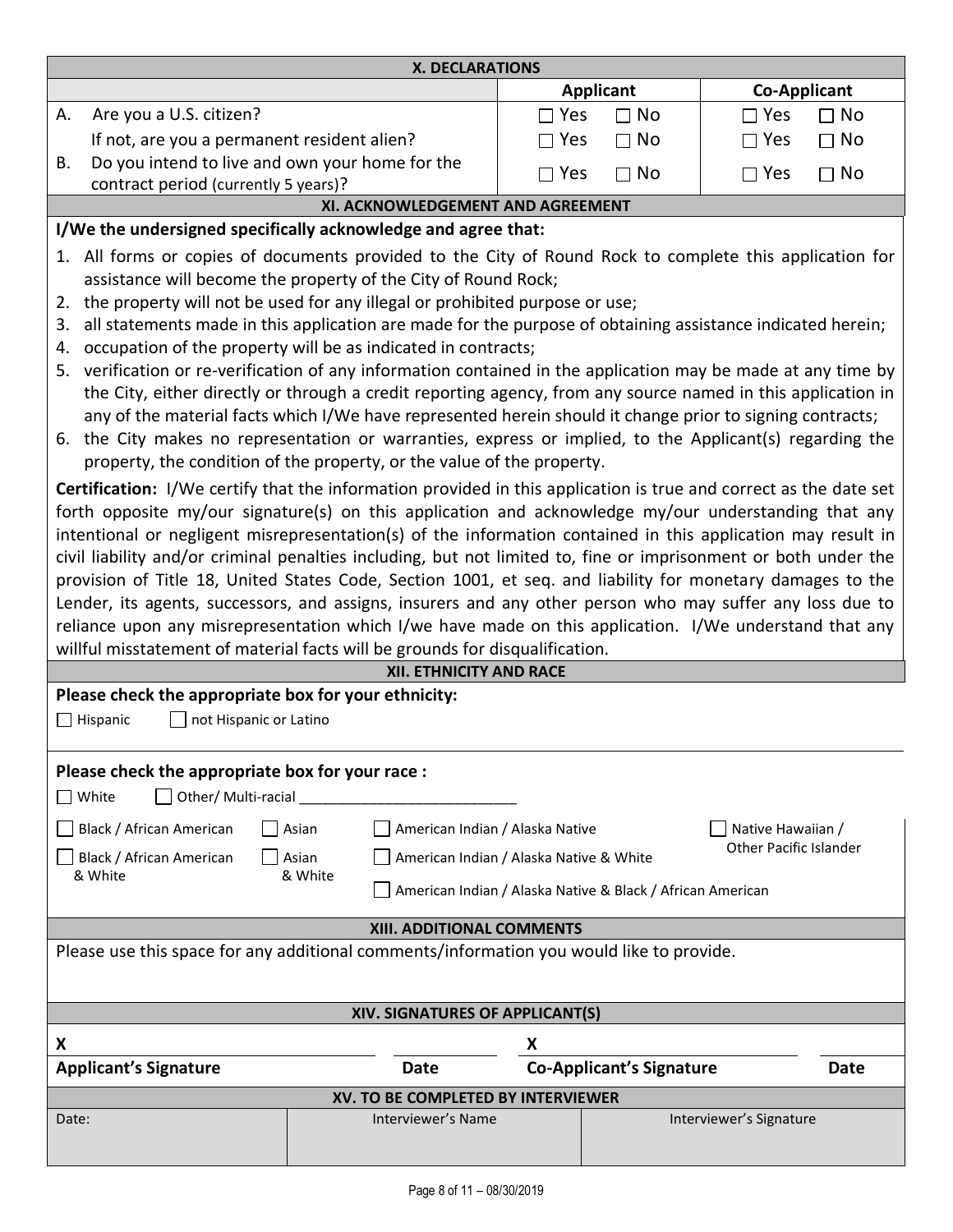## X. DECLARATIONS

| | Applicant | Co-Applicant |
|---|---|---|
| A. Are you a U.S. citizen? | ☐ Yes ☐ No | ☐ Yes ☐ No |
| If not, are you a permanent resident alien? | ☐ Yes ☐ No | ☐ Yes ☐ No |
| B. Do you intend to live and own your home for the contract period (currently 5 years)? | ☐ Yes ☐ No | ☐ Yes ☐ No |

## XI. ACKNOWLEDGEMENT AND AGREEMENT

**I/We the undersigned specifically acknowledge and agree that:**

1. All forms or copies of documents provided to the City of Round Rock to complete this application for assistance will become the property of the City of Round Rock;
2. the property will not be used for any illegal or prohibited purpose or use;
3. all statements made in this application are made for the purpose of obtaining assistance indicated herein;
4. occupation of the property will be as indicated in contracts;
5. verification or re-verification of any information contained in the application may be made at any time by the City, either directly or through a credit reporting agency, from any source named in this application in any of the material facts which I/We have represented herein should it change prior to signing contracts;
6. the City makes no representation or warranties, express or implied, to the Applicant(s) regarding the property, the condition of the property, or the value of the property.

**Certification:** I/We certify that the information provided in this application is true and correct as the date set forth opposite my/our signature(s) on this application and acknowledge my/our understanding that any intentional or negligent misrepresentation(s) of the information contained in this application may result in civil liability and/or criminal penalties including, but not limited to, fine or imprisonment or both under the provision of Title 18, United States Code, Section 1001, et seq. and liability for monetary damages to the Lender, its agents, successors, and assigns, insurers and any other person who may suffer any loss due to reliance upon any misrepresentation which I/we have made on this application. I/We understand that any willful misstatement of material facts will be grounds for disqualification.

## XII. ETHNICITY AND RACE

**Please check the appropriate box for your ethnicity:**

☐ Hispanic ☐ not Hispanic or Latino

**Please check the appropriate box for your race :**

☐ White ☐ Other/ Multi-racial ___________________________

☐ Black / African American ☐ Asian ☐ American Indian / Alaska Native ☐ Native Hawaiian / Other Pacific Islander

☐ Black / African American & White ☐ Asian & White ☐ American Indian / Alaska Native & White

☐ American Indian / Alaska Native & Black / African American

## XIII. ADDITIONAL COMMENTS

Please use this space for any additional comments/information you would like to provide.

## XIV. SIGNATURES OF APPLICANT(S)

| X | | X | |
|---|---|---|---|
| **Applicant's Signature** | **Date** | **Co-Applicant's Signature** | **Date** |

## XV. TO BE COMPLETED BY INTERVIEWER

| Date: | Interviewer's Name | Interviewer's Signature |
|---|---|---|
| | | |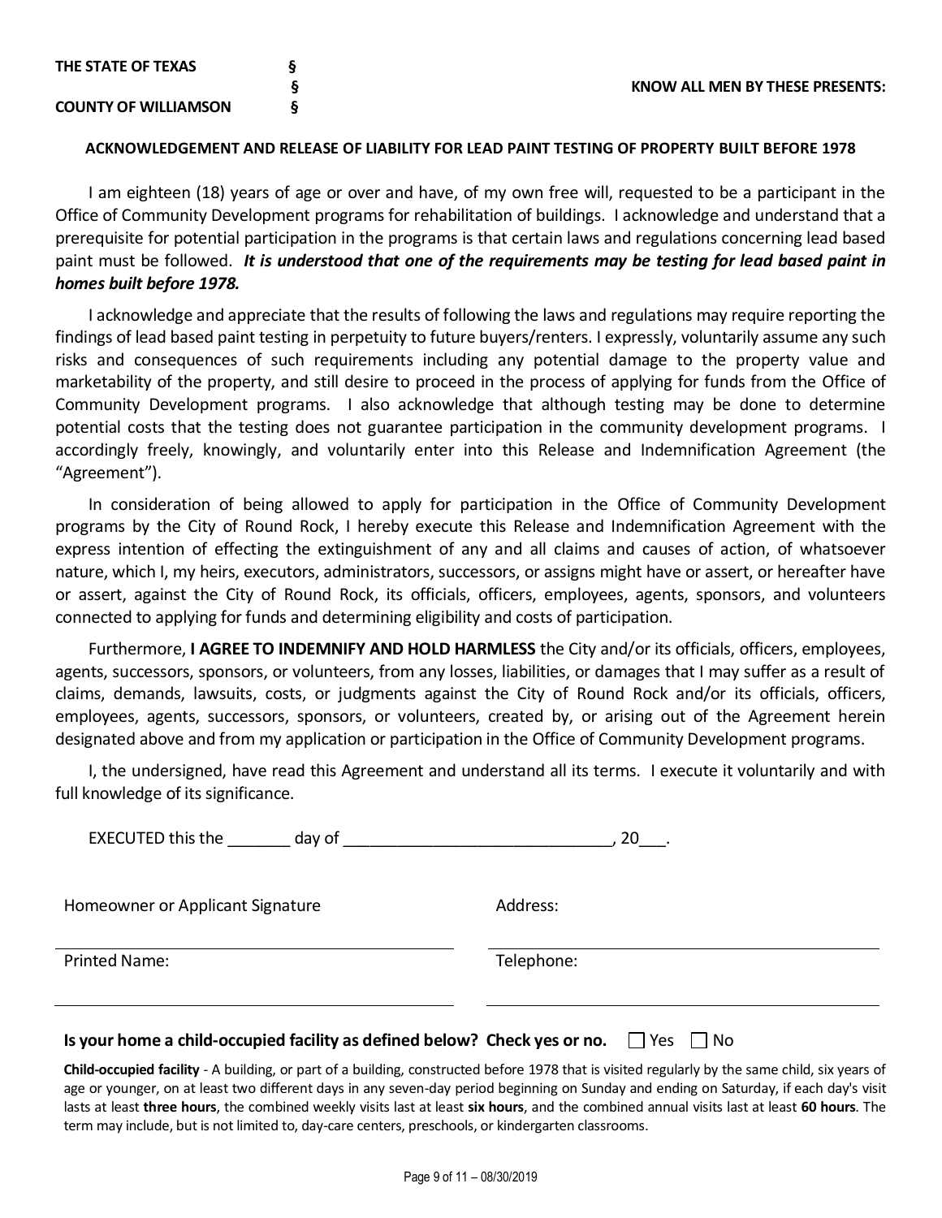**THE STATE OF TEXAS** §
§ **KNOW ALL MEN BY THESE PRESENTS:**
**COUNTY OF WILLIAMSON** §

**ACKNOWLEDGEMENT AND RELEASE OF LIABILITY FOR LEAD PAINT TESTING OF PROPERTY BUILT BEFORE 1978**

I am eighteen (18) years of age or over and have, of my own free will, requested to be a participant in the Office of Community Development programs for rehabilitation of buildings. I acknowledge and understand that a prerequisite for potential participation in the programs is that certain laws and regulations concerning lead based paint must be followed. ***It is understood that one of the requirements may be testing for lead based paint in homes built before 1978.***

I acknowledge and appreciate that the results of following the laws and regulations may require reporting the findings of lead based paint testing in perpetuity to future buyers/renters. I expressly, voluntarily assume any such risks and consequences of such requirements including any potential damage to the property value and marketability of the property, and still desire to proceed in the process of applying for funds from the Office of Community Development programs. I also acknowledge that although testing may be done to determine potential costs that the testing does not guarantee participation in the community development programs. I accordingly freely, knowingly, and voluntarily enter into this Release and Indemnification Agreement (the "Agreement").

In consideration of being allowed to apply for participation in the Office of Community Development programs by the City of Round Rock, I hereby execute this Release and Indemnification Agreement with the express intention of effecting the extinguishment of any and all claims and causes of action, of whatsoever nature, which I, my heirs, executors, administrators, successors, or assigns might have or assert, or hereafter have or assert, against the City of Round Rock, its officials, officers, employees, agents, sponsors, and volunteers connected to applying for funds and determining eligibility and costs of participation.

Furthermore, **I AGREE TO INDEMNIFY AND HOLD HARMLESS** the City and/or its officials, officers, employees, agents, successors, sponsors, or volunteers, from any losses, liabilities, or damages that I may suffer as a result of claims, demands, lawsuits, costs, or judgments against the City of Round Rock and/or its officials, officers, employees, agents, successors, sponsors, or volunteers, created by, or arising out of the Agreement herein designated above and from my application or participation in the Office of Community Development programs.

I, the undersigned, have read this Agreement and understand all its terms. I execute it voluntarily and with full knowledge of its significance.

EXECUTED this the _______ day of ______________________________, 20___.

Homeowner or Applicant Signature

______________________________

Address:

______________________________

Printed Name:

______________________________

Telephone:

______________________________

**Is your home a child-occupied facility as defined below? Check yes or no.** ☐ Yes ☐ No

**Child-occupied facility** - A building, or part of a building, constructed before 1978 that is visited regularly by the same child, six years of age or younger, on at least two different days in any seven-day period beginning on Sunday and ending on Saturday, if each day's visit lasts at least **three hours**, the combined weekly visits last at least **six hours**, and the combined annual visits last at least **60 hours**. The term may include, but is not limited to, day-care centers, preschools, or kindergarten classrooms.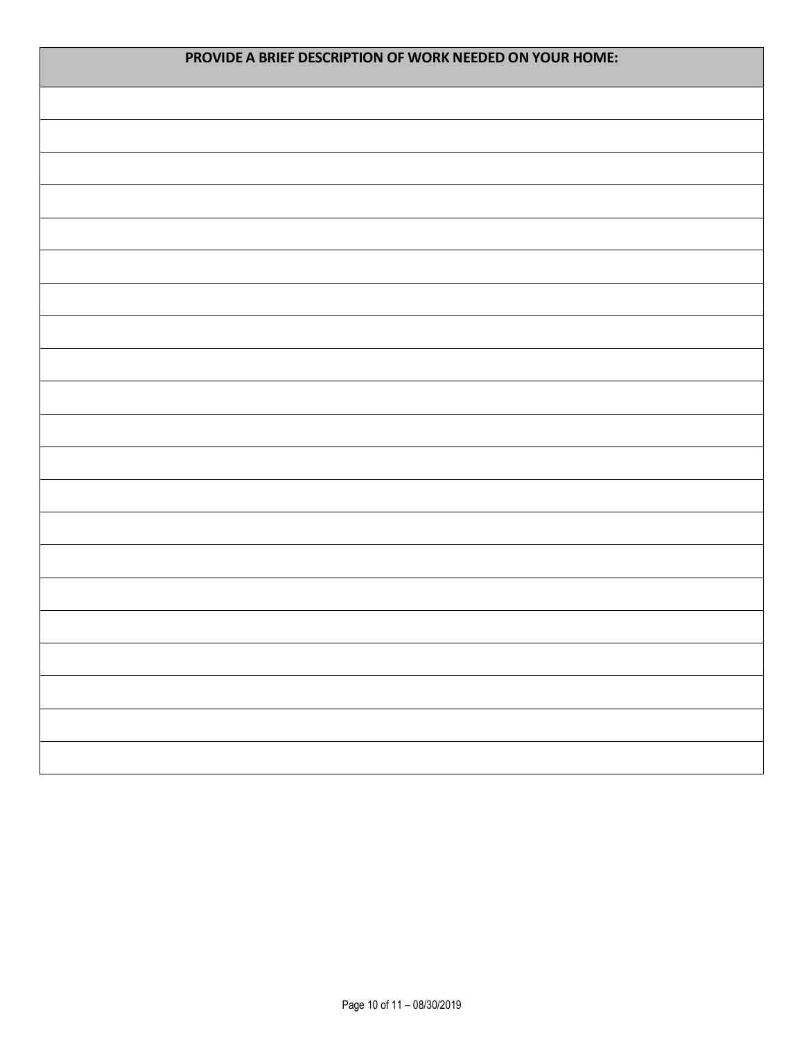| PROVIDE A BRIEF DESCRIPTION OF WORK NEEDED ON YOUR HOME: |
| --- |
| |
| |
| |
| |
| |
| |
| |
| |
| |
| |
| |
| |
| |
| |
| |
| |
| |
| |
| |
| |
| |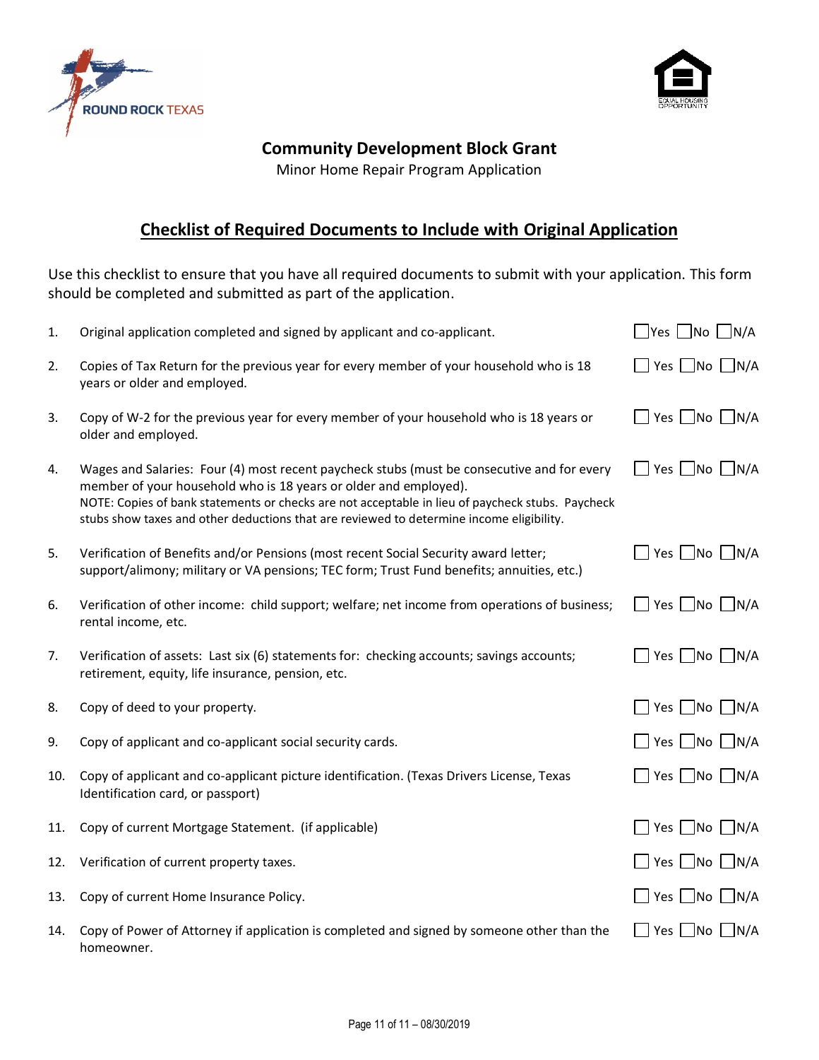ROUND ROCK TEXAS

EQUAL HOUSING OPPORTUNITY

## Community Development Block Grant

Minor Home Repair Program Application

## Checklist of Required Documents to Include with Original Application

Use this checklist to ensure that you have all required documents to submit with your application. This form should be completed and submitted as part of the application.

1. Original application completed and signed by applicant and co-applicant. ☐Yes ☐No ☐N/A

2. Copies of Tax Return for the previous year for every member of your household who is 18 years or older and employed. ☐ Yes ☐No ☐N/A

3. Copy of W-2 for the previous year for every member of your household who is 18 years or older and employed. ☐ Yes ☐No ☐N/A

4. Wages and Salaries: Four (4) most recent paycheck stubs (must be consecutive and for every member of your household who is 18 years or older and employed). ☐ Yes ☐No ☐N/A
   NOTE: Copies of bank statements or checks are not acceptable in lieu of paycheck stubs. Paycheck stubs show taxes and other deductions that are reviewed to determine income eligibility.

5. Verification of Benefits and/or Pensions (most recent Social Security award letter; support/alimony; military or VA pensions; TEC form; Trust Fund benefits; annuities, etc.) ☐ Yes ☐No ☐N/A

6. Verification of other income: child support; welfare; net income from operations of business; rental income, etc. ☐ Yes ☐No ☐N/A

7. Verification of assets: Last six (6) statements for: checking accounts; savings accounts; retirement, equity, life insurance, pension, etc. ☐ Yes ☐No ☐N/A

8. Copy of deed to your property. ☐ Yes ☐No ☐N/A

9. Copy of applicant and co-applicant social security cards. ☐ Yes ☐No ☐N/A

10. Copy of applicant and co-applicant picture identification. (Texas Drivers License, Texas Identification card, or passport) ☐ Yes ☐No ☐N/A

11. Copy of current Mortgage Statement. (if applicable) ☐ Yes ☐No ☐N/A

12. Verification of current property taxes. ☐ Yes ☐No ☐N/A

13. Copy of current Home Insurance Policy. ☐ Yes ☐No ☐N/A

14. Copy of Power of Attorney if application is completed and signed by someone other than the homeowner. ☐ Yes ☐No ☐N/A